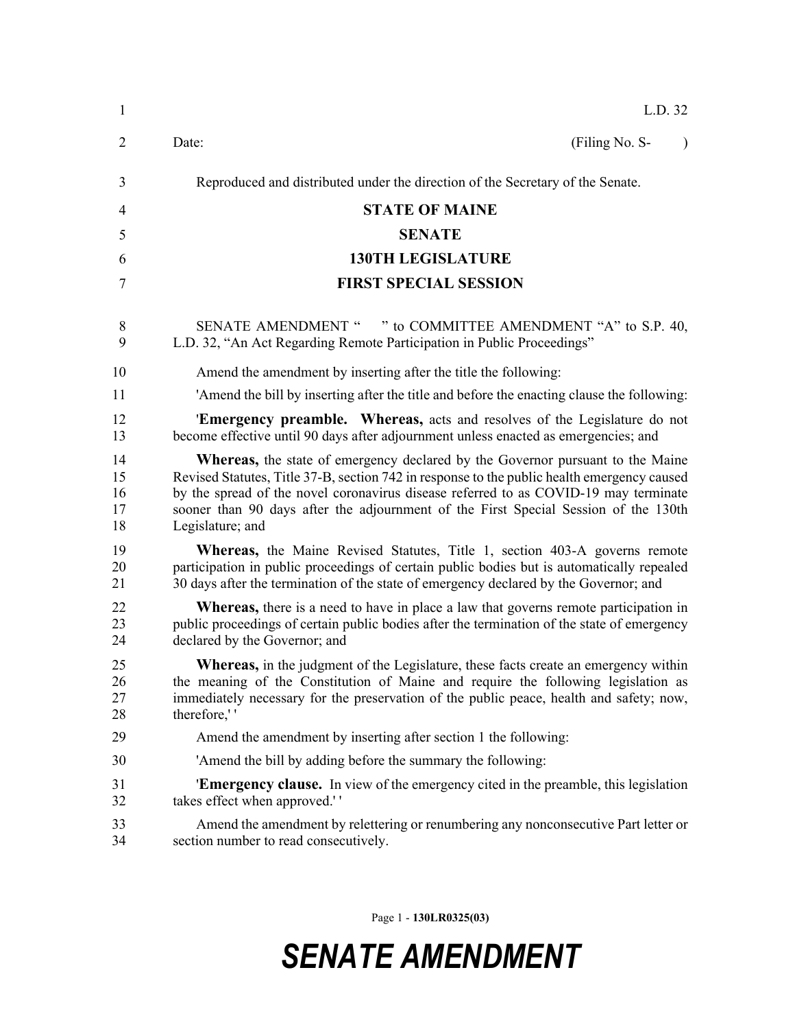L.D. 32

Date: (Filing No. S- )

Reproduced and distributed under the direction of the Secretary of the Senate.

# STATE OF MAINE
## SENATE
## 130TH LEGISLATURE
## FIRST SPECIAL SESSION

SENATE AMENDMENT " " to COMMITTEE AMENDMENT "A" to S.P. 40, L.D. 32, "An Act Regarding Remote Participation in Public Proceedings"

Amend the amendment by inserting after the title the following:

'Amend the bill by inserting after the title and before the enacting clause the following:

'**Emergency preamble. Whereas,** acts and resolves of the Legislature do not become effective until 90 days after adjournment unless enacted as emergencies; and

**Whereas,** the state of emergency declared by the Governor pursuant to the Maine Revised Statutes, Title 37-B, section 742 in response to the public health emergency caused by the spread of the novel coronavirus disease referred to as COVID-19 may terminate sooner than 90 days after the adjournment of the First Special Session of the 130th Legislature; and

**Whereas,** the Maine Revised Statutes, Title 1, section 403-A governs remote participation in public proceedings of certain public bodies but is automatically repealed 30 days after the termination of the state of emergency declared by the Governor; and

**Whereas,** there is a need to have in place a law that governs remote participation in public proceedings of certain public bodies after the termination of the state of emergency declared by the Governor; and

**Whereas,** in the judgment of the Legislature, these facts create an emergency within the meaning of the Constitution of Maine and require the following legislation as immediately necessary for the preservation of the public peace, health and safety; now, therefore,' '

Amend the amendment by inserting after section 1 the following:

'Amend the bill by adding before the summary the following:

'**Emergency clause.** In view of the emergency cited in the preamble, this legislation takes effect when approved.' '

Amend the amendment by relettering or renumbering any nonconsecutive Part letter or section number to read consecutively.

Page 1 - **130LR0325(03)**

***SENATE AMENDMENT***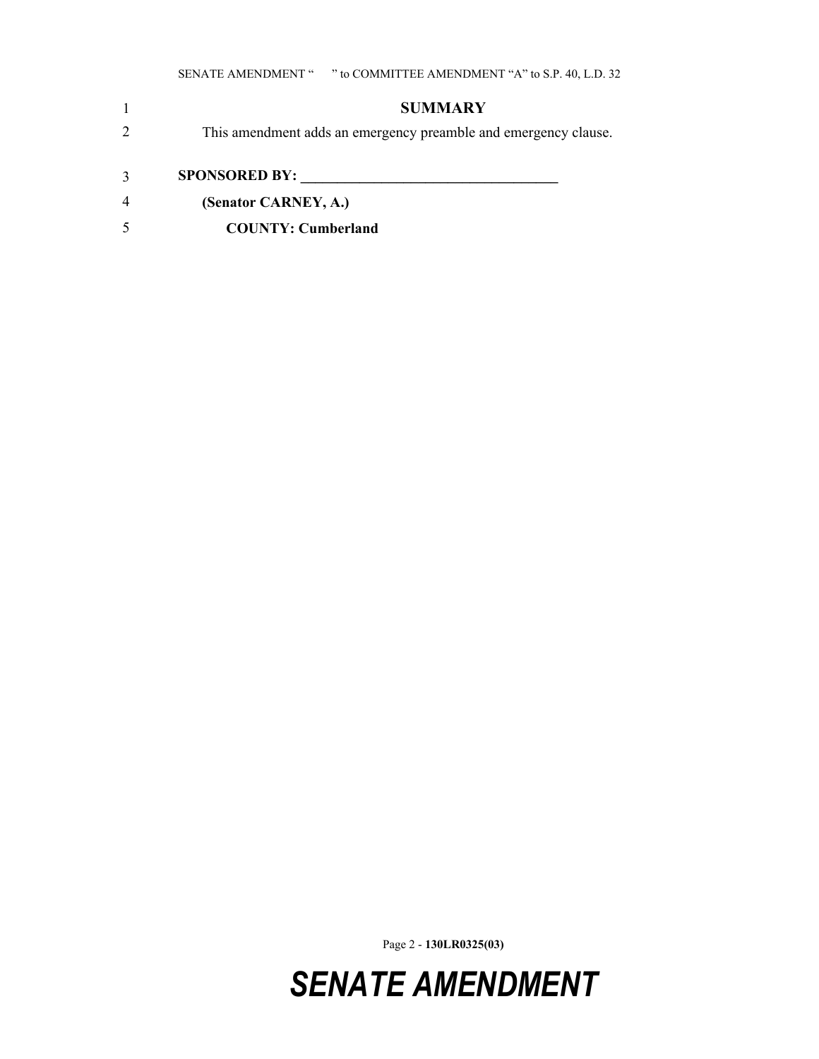## SUMMARY

This amendment adds an emergency preamble and emergency clause.

**SPONSORED BY: ___________________________________**

**(Senator CARNEY, A.)**

**COUNTY: Cumberland**